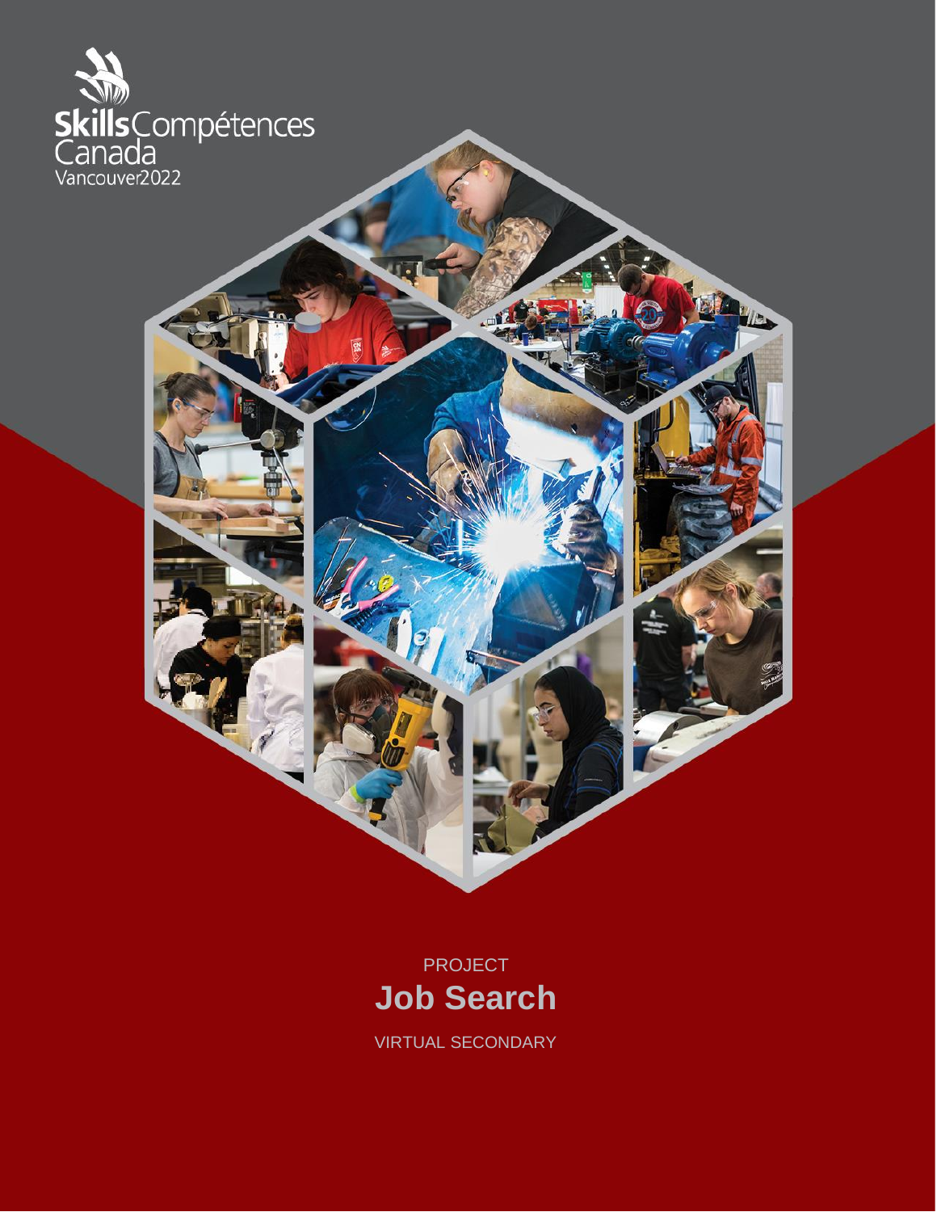Skills Compétences Canada

Vancouver2022

PROJECT

# Job Search

VIRTUAL SECONDARY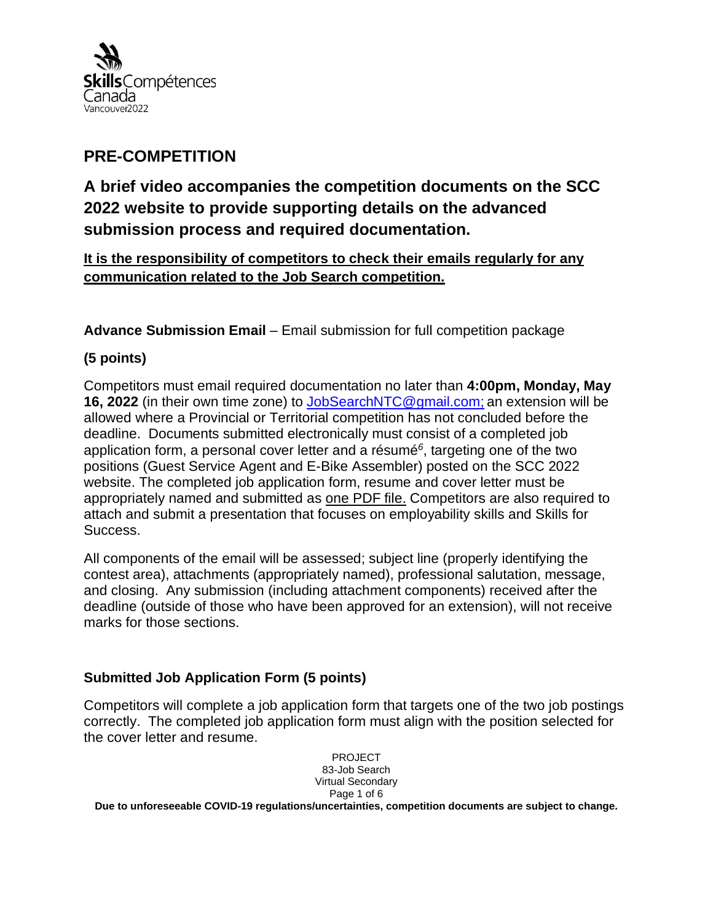## PRE-COMPETITION

### A brief video accompanies the competition documents on the SCC 2022 website to provide supporting details on the advanced submission process and required documentation.

**It is the responsibility of competitors to check their emails regularly for any communication related to the Job Search competition.**

**Advance Submission Email** – Email submission for full competition package

**(5 points)**

Competitors must email required documentation no later than **4:00pm, Monday, May 16, 2022** (in their own time zone) to JobSearchNTC@gmail.com; an extension will be allowed where a Provincial or Territorial competition has not concluded before the deadline. Documents submitted electronically must consist of a completed job application form, a personal cover letter and a résumé[6], targeting one of the two positions (Guest Service Agent and E-Bike Assembler) posted on the SCC 2022 website. The completed job application form, resume and cover letter must be appropriately named and submitted as one PDF file. Competitors are also required to attach and submit a presentation that focuses on employability skills and Skills for Success.

All components of the email will be assessed; subject line (properly identifying the contest area), attachments (appropriately named), professional salutation, message, and closing. Any submission (including attachment components) received after the deadline (outside of those who have been approved for an extension), will not receive marks for those sections.

### Submitted Job Application Form (5 points)

Competitors will complete a job application form that targets one of the two job postings correctly. The completed job application form must align with the position selected for the cover letter and resume.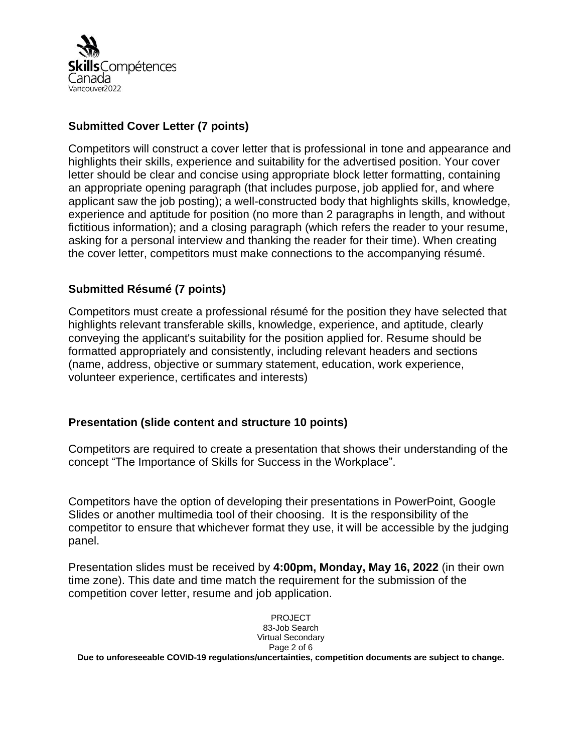## Submitted Cover Letter (7 points)

Competitors will construct a cover letter that is professional in tone and appearance and highlights their skills, experience and suitability for the advertised position. Your cover letter should be clear and concise using appropriate block letter formatting, containing an appropriate opening paragraph (that includes purpose, job applied for, and where applicant saw the job posting); a well-constructed body that highlights skills, knowledge, experience and aptitude for position (no more than 2 paragraphs in length, and without fictitious information); and a closing paragraph (which refers the reader to your resume, asking for a personal interview and thanking the reader for their time). When creating the cover letter, competitors must make connections to the accompanying résumé.

## Submitted Résumé (7 points)

Competitors must create a professional résumé for the position they have selected that highlights relevant transferable skills, knowledge, experience, and aptitude, clearly conveying the applicant's suitability for the position applied for. Resume should be formatted appropriately and consistently, including relevant headers and sections (name, address, objective or summary statement, education, work experience, volunteer experience, certificates and interests)

## Presentation (slide content and structure 10 points)

Competitors are required to create a presentation that shows their understanding of the concept "The Importance of Skills for Success in the Workplace".

Competitors have the option of developing their presentations in PowerPoint, Google Slides or another multimedia tool of their choosing. It is the responsibility of the competitor to ensure that whichever format they use, it will be accessible by the judging panel.

Presentation slides must be received by **4:00pm, Monday, May 16, 2022** (in their own time zone). This date and time match the requirement for the submission of the competition cover letter, resume and job application.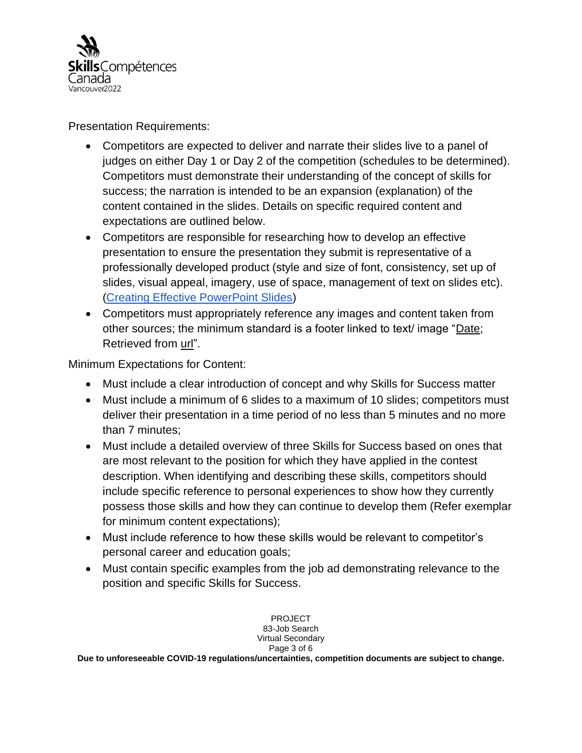Presentation Requirements:

- Competitors are expected to deliver and narrate their slides live to a panel of judges on either Day 1 or Day 2 of the competition (schedules to be determined). Competitors must demonstrate their understanding of the concept of skills for success; the narration is intended to be an expansion (explanation) of the content contained in the slides. Details on specific required content and expectations are outlined below.
- Competitors are responsible for researching how to develop an effective presentation to ensure the presentation they submit is representative of a professionally developed product (style and size of font, consistency, set up of slides, visual appeal, imagery, use of space, management of text on slides etc). (Creating Effective PowerPoint Slides)
- Competitors must appropriately reference any images and content taken from other sources; the minimum standard is a footer linked to text/ image "Date; Retrieved from url".

Minimum Expectations for Content:

- Must include a clear introduction of concept and why Skills for Success matter
- Must include a minimum of 6 slides to a maximum of 10 slides; competitors must deliver their presentation in a time period of no less than 5 minutes and no more than 7 minutes;
- Must include a detailed overview of three Skills for Success based on ones that are most relevant to the position for which they have applied in the contest description. When identifying and describing these skills, competitors should include specific reference to personal experiences to show how they currently possess those skills and how they can continue to develop them (Refer exemplar for minimum content expectations);
- Must include reference to how these skills would be relevant to competitor's personal career and education goals;
- Must contain specific examples from the job ad demonstrating relevance to the position and specific Skills for Success.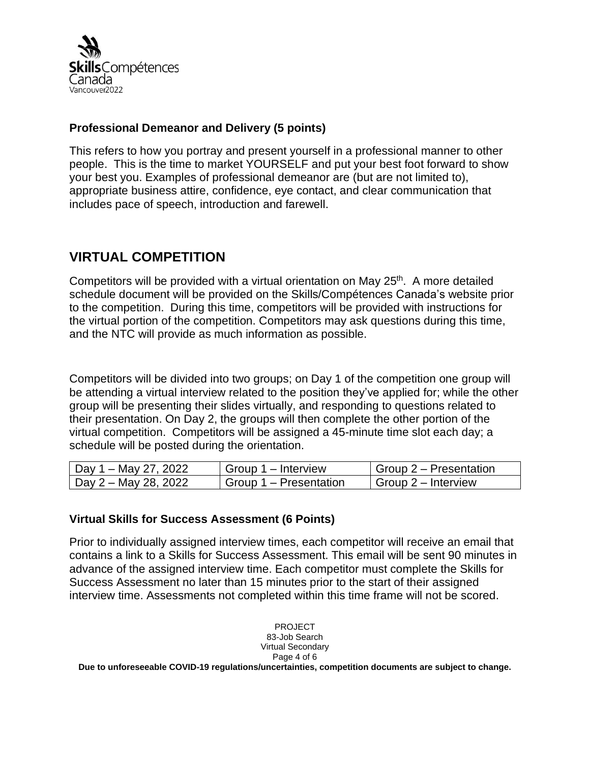### Professional Demeanor and Delivery (5 points)

This refers to how you portray and present yourself in a professional manner to other people. This is the time to market YOURSELF and put your best foot forward to show your best you. Examples of professional demeanor are (but are not limited to), appropriate business attire, confidence, eye contact, and clear communication that includes pace of speech, introduction and farewell.

## VIRTUAL COMPETITION

Competitors will be provided with a virtual orientation on May 25th. A more detailed schedule document will be provided on the Skills/Compétences Canada's website prior to the competition. During this time, competitors will be provided with instructions for the virtual portion of the competition. Competitors may ask questions during this time, and the NTC will provide as much information as possible.

Competitors will be divided into two groups; on Day 1 of the competition one group will be attending a virtual interview related to the position they've applied for; while the other group will be presenting their slides virtually, and responding to questions related to their presentation. On Day 2, the groups will then complete the other portion of the virtual competition. Competitors will be assigned a 45-minute time slot each day; a schedule will be posted during the orientation.

| | | |
|---|---|---|
| Day 1 – May 27, 2022 | Group 1 – Interview | Group 2 – Presentation |
| Day 2 – May 28, 2022 | Group 1 – Presentation | Group 2 – Interview |

### Virtual Skills for Success Assessment (6 Points)

Prior to individually assigned interview times, each competitor will receive an email that contains a link to a Skills for Success Assessment. This email will be sent 90 minutes in advance of the assigned interview time. Each competitor must complete the Skills for Success Assessment no later than 15 minutes prior to the start of their assigned interview time. Assessments not completed within this time frame will not be scored.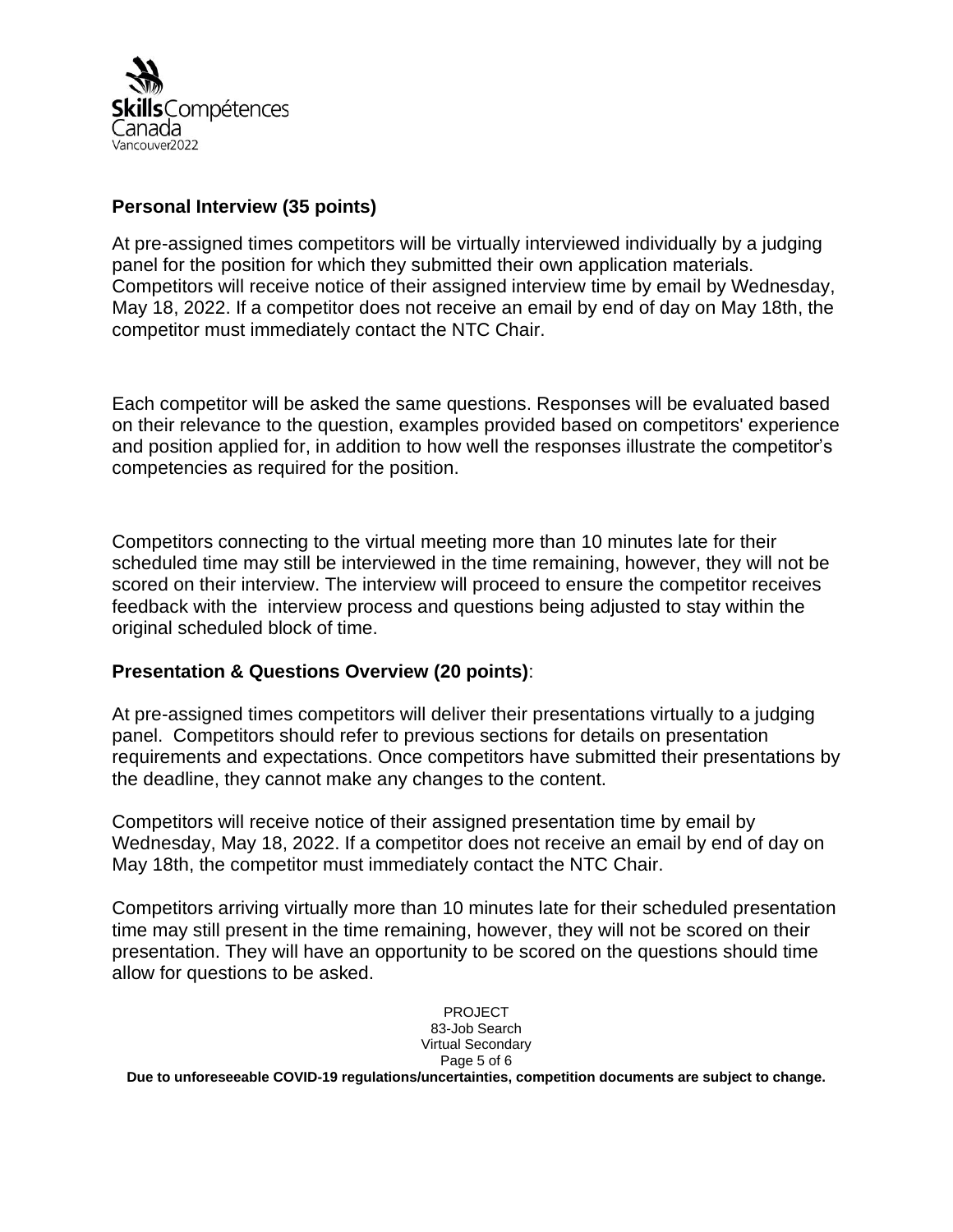### Personal Interview (35 points)

At pre-assigned times competitors will be virtually interviewed individually by a judging panel for the position for which they submitted their own application materials. Competitors will receive notice of their assigned interview time by email by Wednesday, May 18, 2022. If a competitor does not receive an email by end of day on May 18th, the competitor must immediately contact the NTC Chair.

Each competitor will be asked the same questions. Responses will be evaluated based on their relevance to the question, examples provided based on competitors' experience and position applied for, in addition to how well the responses illustrate the competitor's competencies as required for the position.

Competitors connecting to the virtual meeting more than 10 minutes late for their scheduled time may still be interviewed in the time remaining, however, they will not be scored on their interview. The interview will proceed to ensure the competitor receives feedback with the interview process and questions being adjusted to stay within the original scheduled block of time.

### Presentation & Questions Overview (20 points):

At pre-assigned times competitors will deliver their presentations virtually to a judging panel. Competitors should refer to previous sections for details on presentation requirements and expectations. Once competitors have submitted their presentations by the deadline, they cannot make any changes to the content.

Competitors will receive notice of their assigned presentation time by email by Wednesday, May 18, 2022. If a competitor does not receive an email by end of day on May 18th, the competitor must immediately contact the NTC Chair.

Competitors arriving virtually more than 10 minutes late for their scheduled presentation time may still present in the time remaining, however, they will not be scored on their presentation. They will have an opportunity to be scored on the questions should time allow for questions to be asked.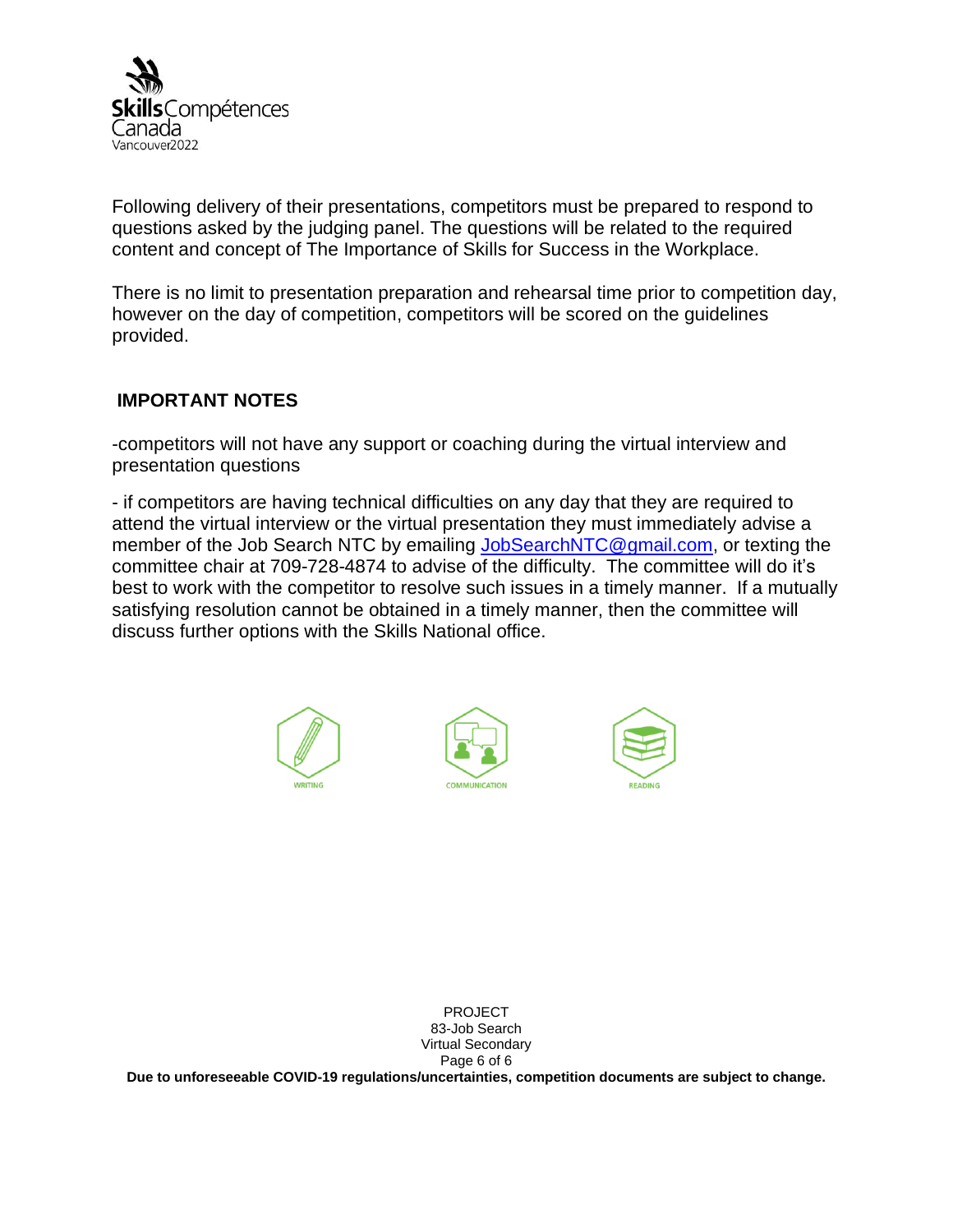Following delivery of their presentations, competitors must be prepared to respond to questions asked by the judging panel. The questions will be related to the required content and concept of The Importance of Skills for Success in the Workplace.

There is no limit to presentation preparation and rehearsal time prior to competition day, however on the day of competition, competitors will be scored on the guidelines provided.

## IMPORTANT NOTES

-competitors will not have any support or coaching during the virtual interview and presentation questions

- if competitors are having technical difficulties on any day that they are required to attend the virtual interview or the virtual presentation they must immediately advise a member of the Job Search NTC by emailing JobSearchNTC@gmail.com, or texting the committee chair at 709-728-4874 to advise of the difficulty. The committee will do it's best to work with the competitor to resolve such issues in a timely manner. If a mutually satisfying resolution cannot be obtained in a timely manner, then the committee will discuss further options with the Skills National office.

WRITING

COMMUNICATION

READING

**Due to unforeseeable COVID-19 regulations/uncertainties, competition documents are subject to change.**